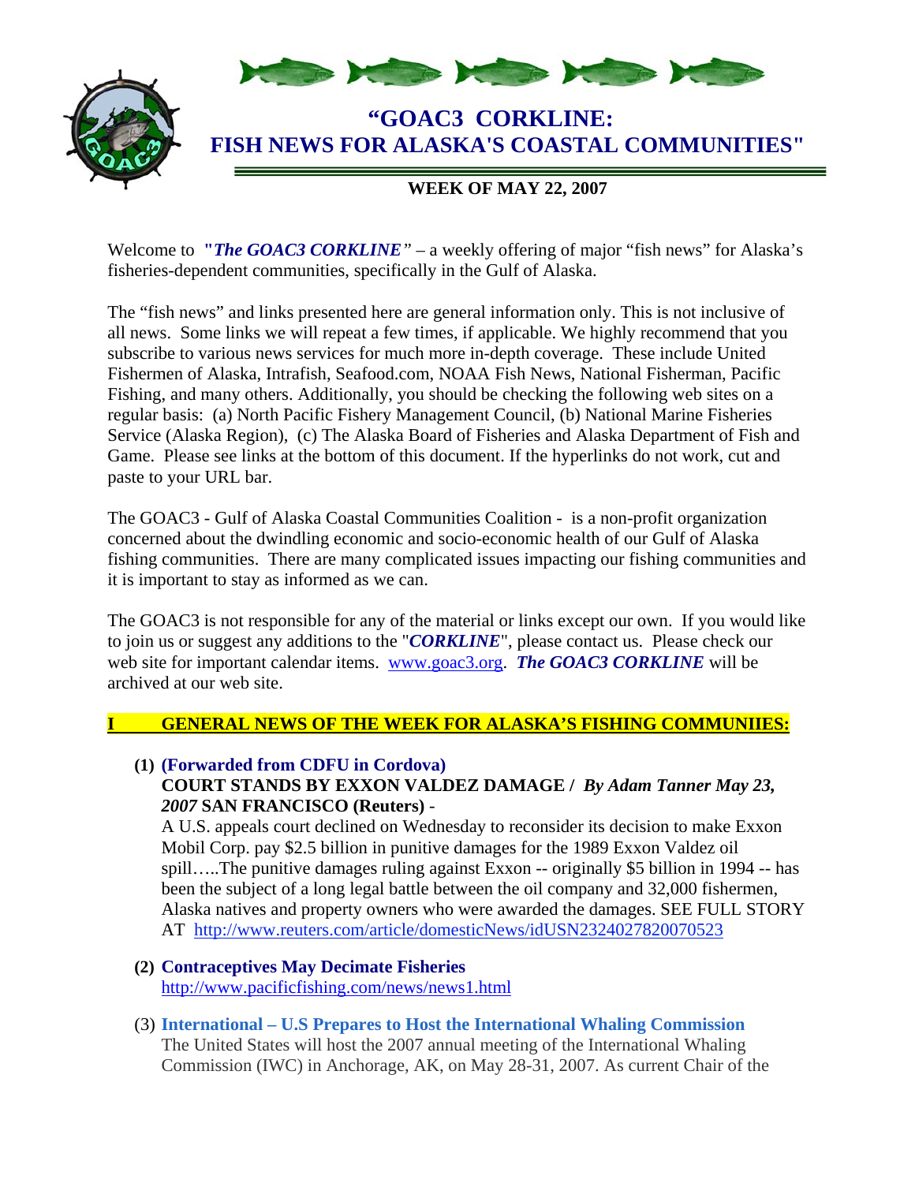# "GOAC3 CORKLINE: FISH NEWS FOR ALASKA'S COASTAL COMMUNITIES"

**WEEK OF MAY 22, 2007**

Welcome to **"*The GOAC3 CORKLINE*"** – a weekly offering of major "fish news" for Alaska's fisheries-dependent communities, specifically in the Gulf of Alaska.

The "fish news" and links presented here are general information only. This is not inclusive of all news. Some links we will repeat a few times, if applicable. We highly recommend that you subscribe to various news services for much more in-depth coverage. These include United Fishermen of Alaska, Intrafish, Seafood.com, NOAA Fish News, National Fisherman, Pacific Fishing, and many others. Additionally, you should be checking the following web sites on a regular basis: (a) North Pacific Fishery Management Council, (b) National Marine Fisheries Service (Alaska Region), (c) The Alaska Board of Fisheries and Alaska Department of Fish and Game. Please see links at the bottom of this document. If the hyperlinks do not work, cut and paste to your URL bar.

The GOAC3 - Gulf of Alaska Coastal Communities Coalition - is a non-profit organization concerned about the dwindling economic and socio-economic health of our Gulf of Alaska fishing communities. There are many complicated issues impacting our fishing communities and it is important to stay as informed as we can.

The GOAC3 is not responsible for any of the material or links except our own. If you would like to join us or suggest any additions to the "***CORKLINE***", please contact us. Please check our web site for important calendar items. www.goac3.org. ***The GOAC3 CORKLINE*** will be archived at our web site.

## I GENERAL NEWS OF THE WEEK FOR ALASKA'S FISHING COMMUNIIES:

**(1) (Forwarded from CDFU in Cordova)**
**COURT STANDS BY EXXON VALDEZ DAMAGE /** ***By Adam Tanner May 23, 2007*** **SAN FRANCISCO (Reuters)** -
A U.S. appeals court declined on Wednesday to reconsider its decision to make Exxon Mobil Corp. pay $2.5 billion in punitive damages for the 1989 Exxon Valdez oil spill…..The punitive damages ruling against Exxon -- originally $5 billion in 1994 -- has been the subject of a long legal battle between the oil company and 32,000 fishermen, Alaska natives and property owners who were awarded the damages. SEE FULL STORY AT http://www.reuters.com/article/domesticNews/idUSN2324027820070523

**(2) Contraceptives May Decimate Fisheries**
http://www.pacificfishing.com/news/news1.html

(3) **International – U.S Prepares to Host the International Whaling Commission**
The United States will host the 2007 annual meeting of the International Whaling Commission (IWC) in Anchorage, AK, on May 28-31, 2007. As current Chair of the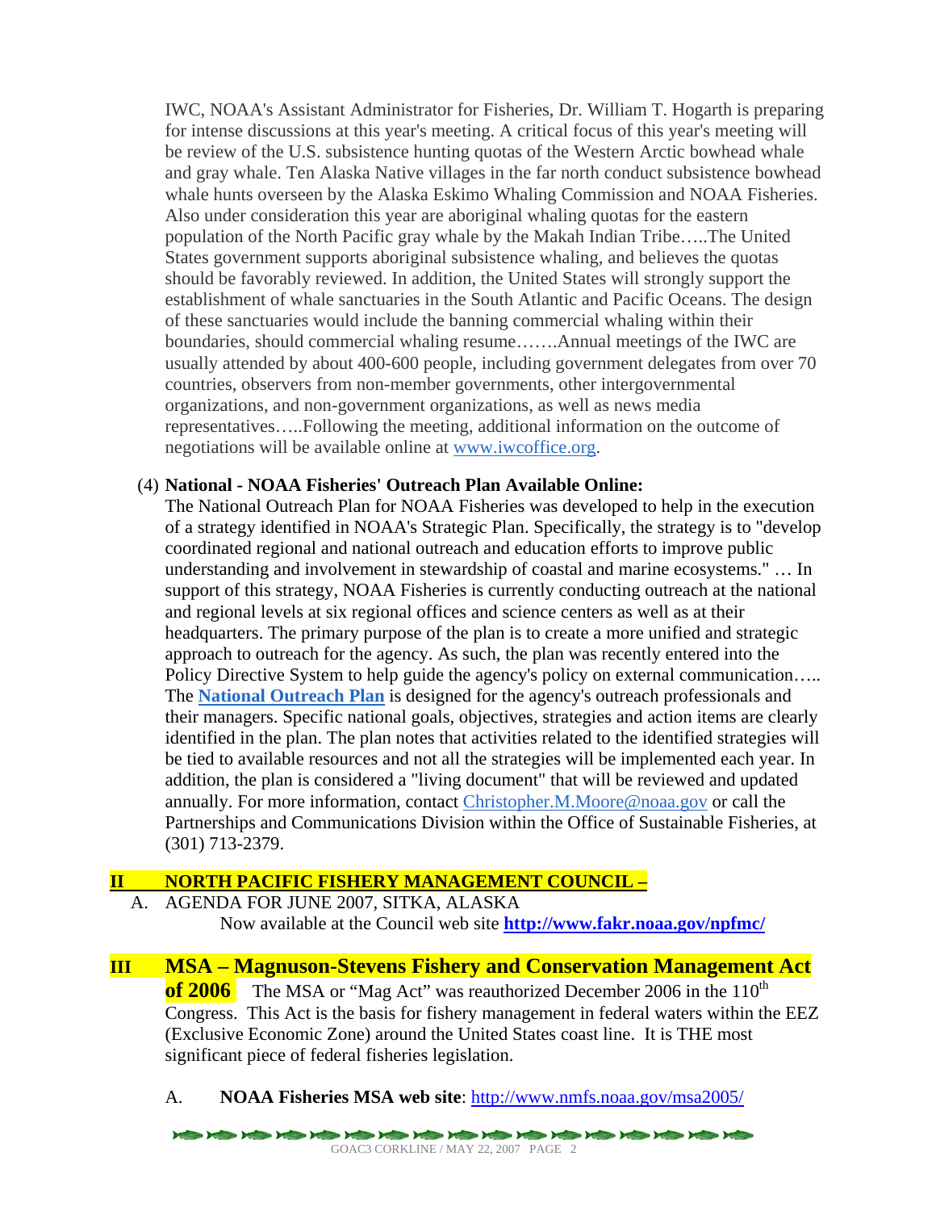IWC, NOAA's Assistant Administrator for Fisheries, Dr. William T. Hogarth is preparing for intense discussions at this year's meeting. A critical focus of this year's meeting will be review of the U.S. subsistence hunting quotas of the Western Arctic bowhead whale and gray whale. Ten Alaska Native villages in the far north conduct subsistence bowhead whale hunts overseen by the Alaska Eskimo Whaling Commission and NOAA Fisheries. Also under consideration this year are aboriginal whaling quotas for the eastern population of the North Pacific gray whale by the Makah Indian Tribe…..The United States government supports aboriginal subsistence whaling, and believes the quotas should be favorably reviewed. In addition, the United States will strongly support the establishment of whale sanctuaries in the South Atlantic and Pacific Oceans. The design of these sanctuaries would include the banning commercial whaling within their boundaries, should commercial whaling resume…….Annual meetings of the IWC are usually attended by about 400-600 people, including government delegates from over 70 countries, observers from non-member governments, other intergovernmental organizations, and non-government organizations, as well as news media representatives…..Following the meeting, additional information on the outcome of negotiations will be available online at www.iwcoffice.org.

(4) **National - NOAA Fisheries' Outreach Plan Available Online:**
The National Outreach Plan for NOAA Fisheries was developed to help in the execution of a strategy identified in NOAA's Strategic Plan. Specifically, the strategy is to "develop coordinated regional and national outreach and education efforts to improve public understanding and involvement in stewardship of coastal and marine ecosystems." … In support of this strategy, NOAA Fisheries is currently conducting outreach at the national and regional levels at six regional offices and science centers as well as at their headquarters. The primary purpose of the plan is to create a more unified and strategic approach to outreach for the agency. As such, the plan was recently entered into the Policy Directive System to help guide the agency's policy on external communication….. The **National Outreach Plan** is designed for the agency's outreach professionals and their managers. Specific national goals, objectives, strategies and action items are clearly identified in the plan. The plan notes that activities related to the identified strategies will be tied to available resources and not all the strategies will be implemented each year. In addition, the plan is considered a "living document" that will be reviewed and updated annually. For more information, contact Christopher.M.Moore@noaa.gov or call the Partnerships and Communications Division within the Office of Sustainable Fisheries, at (301) 713-2379.

## II NORTH PACIFIC FISHERY MANAGEMENT COUNCIL –

A. AGENDA FOR JUNE 2007, SITKA, ALASKA
Now available at the Council web site **http://www.fakr.noaa.gov/npfmc/**

## III MSA – Magnuson-Stevens Fishery and Conservation Management Act of 2006

The MSA or "Mag Act" was reauthorized December 2006 in the 110th Congress. This Act is the basis for fishery management in federal waters within the EEZ (Exclusive Economic Zone) around the United States coast line. It is THE most significant piece of federal fisheries legislation.

A. **NOAA Fisheries MSA web site**: http://www.nmfs.noaa.gov/msa2005/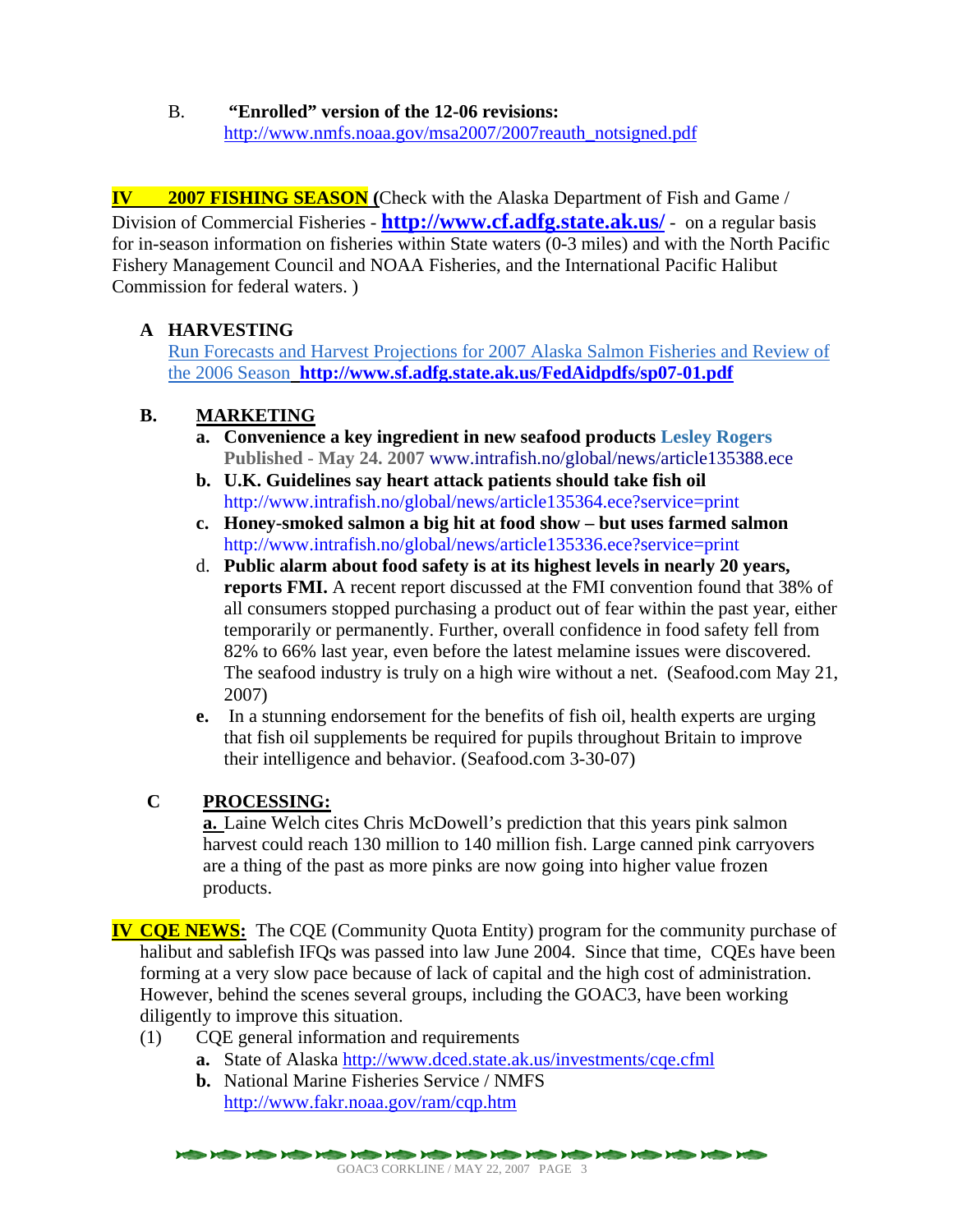B. **"Enrolled" version of the 12-06 revisions:** http://www.nmfs.noaa.gov/msa2007/2007reauth_notsigned.pdf

## IV 2007 FISHING SEASON

(Check with the Alaska Department of Fish and Game / Division of Commercial Fisheries - **http://www.cf.adfg.state.ak.us/** - on a regular basis for in-season information on fisheries within State waters (0-3 miles) and with the North Pacific Fishery Management Council and NOAA Fisheries, and the International Pacific Halibut Commission for federal waters. )

### A HARVESTING

Run Forecasts and Harvest Projections for 2007 Alaska Salmon Fisheries and Review of the 2006 Season **http://www.sf.adfg.state.ak.us/FedAidpdfs/sp07-01.pdf**

### B. MARKETING

a. **Convenience a key ingredient in new seafood products** Lesley Rogers **Published - May 24. 2007** www.intrafish.no/global/news/article135388.ece

b. **U.K. Guidelines say heart attack patients should take fish oil** http://www.intrafish.no/global/news/article135364.ece?service=print

c. **Honey-smoked salmon a big hit at food show – but uses farmed salmon** http://www.intrafish.no/global/news/article135336.ece?service=print

d. **Public alarm about food safety is at its highest levels in nearly 20 years, reports FMI.** A recent report discussed at the FMI convention found that 38% of all consumers stopped purchasing a product out of fear within the past year, either temporarily or permanently. Further, overall confidence in food safety fell from 82% to 66% last year, even before the latest melamine issues were discovered. The seafood industry is truly on a high wire without a net. (Seafood.com May 21, 2007)

e. In a stunning endorsement for the benefits of fish oil, health experts are urging that fish oil supplements be required for pupils throughout Britain to improve their intelligence and behavior. (Seafood.com 3-30-07)

### C PROCESSING:

**a.** Laine Welch cites Chris McDowell's prediction that this years pink salmon harvest could reach 130 million to 140 million fish. Large canned pink carryovers are a thing of the past as more pinks are now going into higher value frozen products.

## IV CQE NEWS:

The CQE (Community Quota Entity) program for the community purchase of halibut and sablefish IFQs was passed into law June 2004. Since that time, CQEs have been forming at a very slow pace because of lack of capital and the high cost of administration. However, behind the scenes several groups, including the GOAC3, have been working diligently to improve this situation.

(1) CQE general information and requirements

a. State of Alaska http://www.dced.state.ak.us/investments/cqe.cfml

b. National Marine Fisheries Service / NMFS http://www.fakr.noaa.gov/ram/cqp.htm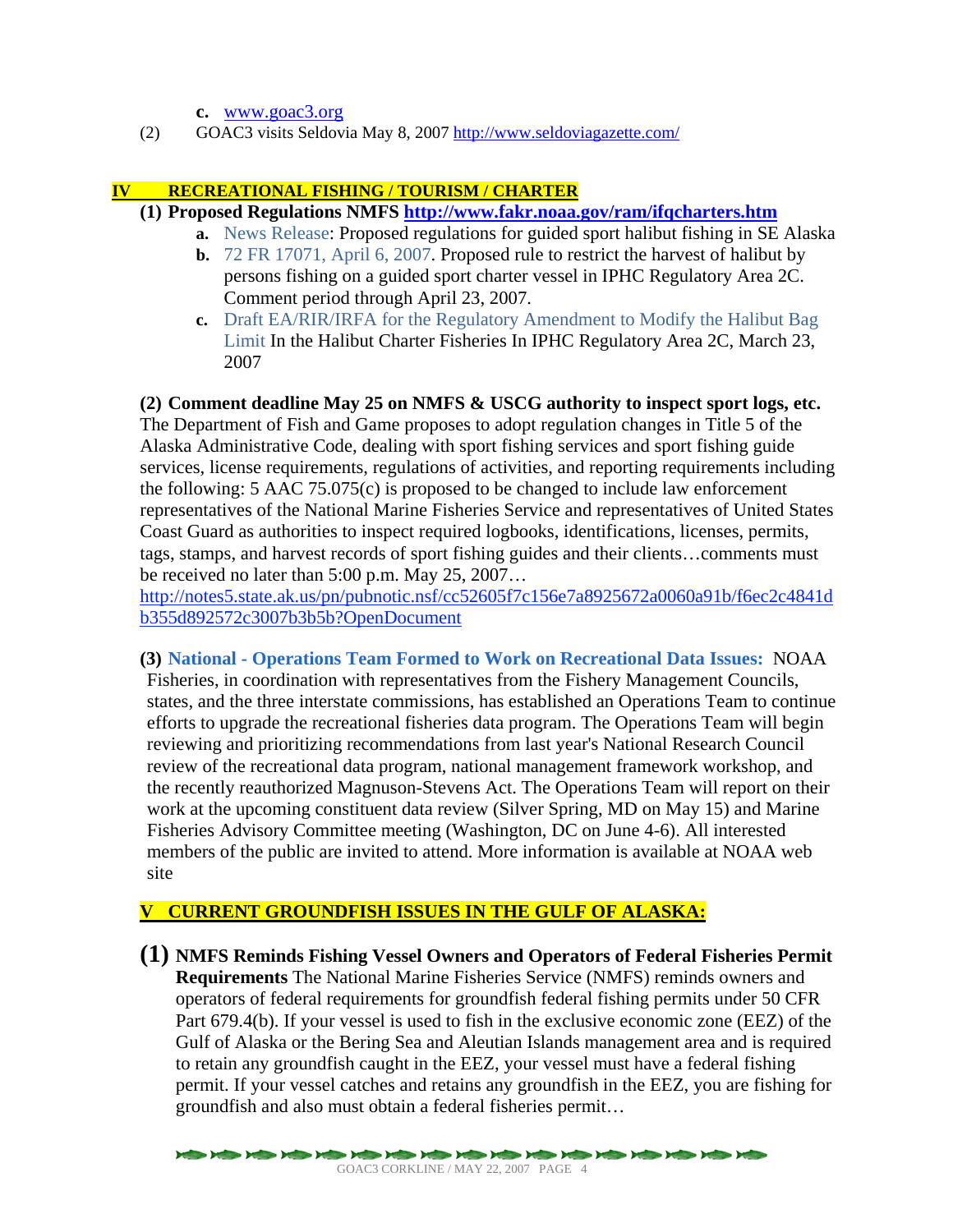c. www.goac3.org

(2) GOAC3 visits Seldovia May 8, 2007 http://www.seldoviagazette.com/

## IV RECREATIONAL FISHING / TOURISM / CHARTER

**(1) Proposed Regulations NMFS http://www.fakr.noaa.gov/ram/ifqcharters.htm**

a. News Release: Proposed regulations for guided sport halibut fishing in SE Alaska

b. 72 FR 17071, April 6, 2007. Proposed rule to restrict the harvest of halibut by persons fishing on a guided sport charter vessel in IPHC Regulatory Area 2C. Comment period through April 23, 2007.

c. Draft EA/RIR/IRFA for the Regulatory Amendment to Modify the Halibut Bag Limit In the Halibut Charter Fisheries In IPHC Regulatory Area 2C, March 23, 2007

**(2) Comment deadline May 25 on NMFS & USCG authority to inspect sport logs, etc.** The Department of Fish and Game proposes to adopt regulation changes in Title 5 of the Alaska Administrative Code, dealing with sport fishing services and sport fishing guide services, license requirements, regulations of activities, and reporting requirements including the following: 5 AAC 75.075(c) is proposed to be changed to include law enforcement representatives of the National Marine Fisheries Service and representatives of United States Coast Guard as authorities to inspect required logbooks, identifications, licenses, permits, tags, stamps, and harvest records of sport fishing guides and their clients…comments must be received no later than 5:00 p.m. May 25, 2007…
http://notes5.state.ak.us/pn/pubnotic.nsf/cc52605f7c156e7a8925672a0060a91b/f6ec2c4841db355d892572c3007b3b5b?OpenDocument

**(3) National - Operations Team Formed to Work on Recreational Data Issues:** NOAA Fisheries, in coordination with representatives from the Fishery Management Councils, states, and the three interstate commissions, has established an Operations Team to continue efforts to upgrade the recreational fisheries data program. The Operations Team will begin reviewing and prioritizing recommendations from last year's National Research Council review of the recreational data program, national management framework workshop, and the recently reauthorized Magnuson-Stevens Act. The Operations Team will report on their work at the upcoming constituent data review (Silver Spring, MD on May 15) and Marine Fisheries Advisory Committee meeting (Washington, DC on June 4-6). All interested members of the public are invited to attend. More information is available at NOAA web site

## V CURRENT GROUNDFISH ISSUES IN THE GULF OF ALASKA:

**(1) NMFS Reminds Fishing Vessel Owners and Operators of Federal Fisheries Permit Requirements** The National Marine Fisheries Service (NMFS) reminds owners and operators of federal requirements for groundfish federal fishing permits under 50 CFR Part 679.4(b). If your vessel is used to fish in the exclusive economic zone (EEZ) of the Gulf of Alaska or the Bering Sea and Aleutian Islands management area and is required to retain any groundfish caught in the EEZ, your vessel must have a federal fishing permit. If your vessel catches and retains any groundfish in the EEZ, you are fishing for groundfish and also must obtain a federal fisheries permit…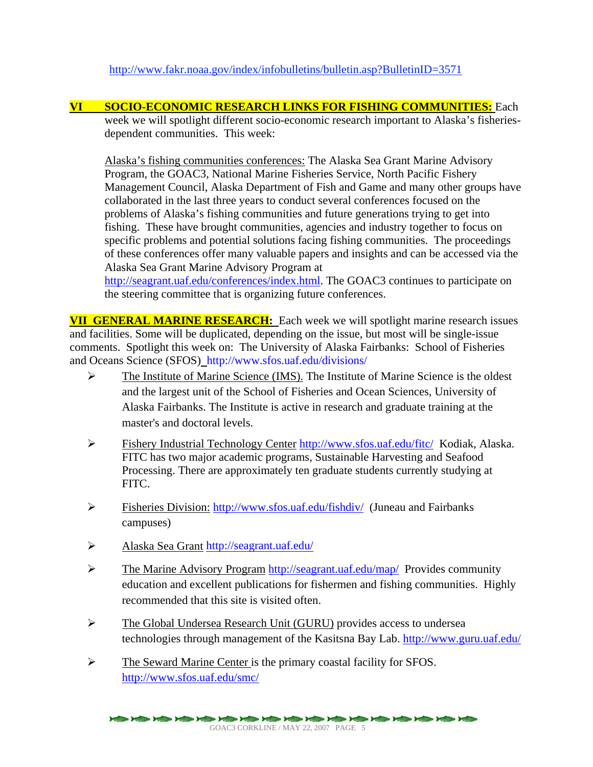http://www.fakr.noaa.gov/index/infobulletins/bulletin.asp?BulletinID=3571

**VI SOCIO-ECONOMIC RESEARCH LINKS FOR FISHING COMMUNITIES:** Each week we will spotlight different socio-economic research important to Alaska's fisheries-dependent communities. This week:

Alaska's fishing communities conferences: The Alaska Sea Grant Marine Advisory Program, the GOAC3, National Marine Fisheries Service, North Pacific Fishery Management Council, Alaska Department of Fish and Game and many other groups have collaborated in the last three years to conduct several conferences focused on the problems of Alaska's fishing communities and future generations trying to get into fishing. These have brought communities, agencies and industry together to focus on specific problems and potential solutions facing fishing communities. The proceedings of these conferences offer many valuable papers and insights and can be accessed via the Alaska Sea Grant Marine Advisory Program at http://seagrant.uaf.edu/conferences/index.html. The GOAC3 continues to participate on the steering committee that is organizing future conferences.

**VII GENERAL MARINE RESEARCH:** Each week we will spotlight marine research issues and facilities. Some will be duplicated, depending on the issue, but most will be single-issue comments. Spotlight this week on: The University of Alaska Fairbanks: School of Fisheries and Oceans Science (SFOS) http://www.sfos.uaf.edu/divisions/

- The Institute of Marine Science (IMS). The Institute of Marine Science is the oldest and the largest unit of the School of Fisheries and Ocean Sciences, University of Alaska Fairbanks. The Institute is active in research and graduate training at the master's and doctoral levels.
- Fishery Industrial Technology Center http://www.sfos.uaf.edu/fitc/ Kodiak, Alaska. FITC has two major academic programs, Sustainable Harvesting and Seafood Processing. There are approximately ten graduate students currently studying at FITC.
- Fisheries Division: http://www.sfos.uaf.edu/fishdiv/ (Juneau and Fairbanks campuses)
- Alaska Sea Grant http://seagrant.uaf.edu/
- The Marine Advisory Program http://seagrant.uaf.edu/map/ Provides community education and excellent publications for fishermen and fishing communities. Highly recommended that this site is visited often.
- The Global Undersea Research Unit (GURU) provides access to undersea technologies through management of the Kasitsna Bay Lab. http://www.guru.uaf.edu/
- The Seward Marine Center is the primary coastal facility for SFOS. http://www.sfos.uaf.edu/smc/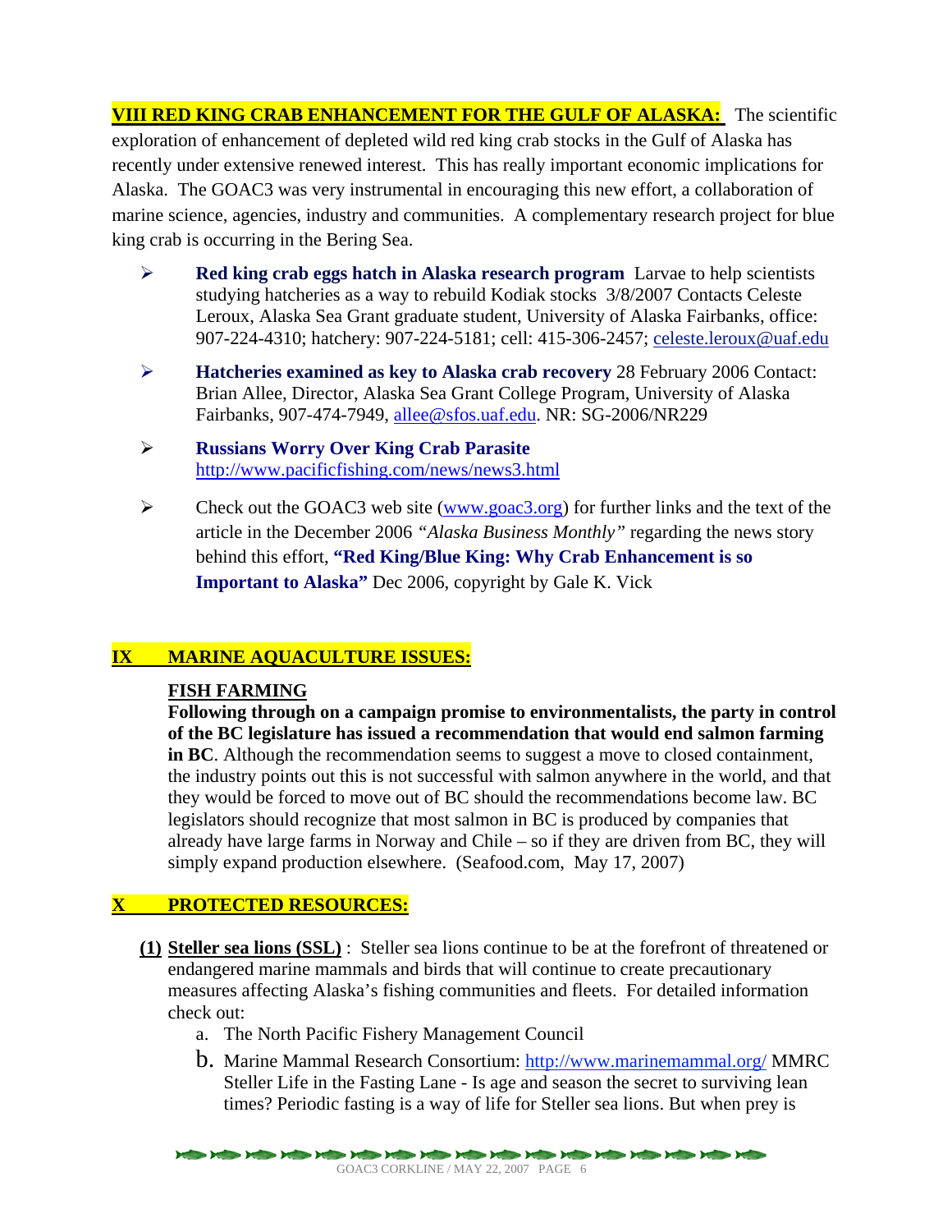**VIII RED KING CRAB ENHANCEMENT FOR THE GULF OF ALASKA:** The scientific exploration of enhancement of depleted wild red king crab stocks in the Gulf of Alaska has recently under extensive renewed interest. This has really important economic implications for Alaska. The GOAC3 was very instrumental in encouraging this new effort, a collaboration of marine science, agencies, industry and communities. A complementary research project for blue king crab is occurring in the Bering Sea.

- **Red king crab eggs hatch in Alaska research program** Larvae to help scientists studying hatcheries as a way to rebuild Kodiak stocks 3/8/2007 Contacts Celeste Leroux, Alaska Sea Grant graduate student, University of Alaska Fairbanks, office: 907-224-4310; hatchery: 907-224-5181; cell: 415-306-2457; celeste.leroux@uaf.edu
- **Hatcheries examined as key to Alaska crab recovery** 28 February 2006 Contact: Brian Allee, Director, Alaska Sea Grant College Program, University of Alaska Fairbanks, 907-474-7949, allee@sfos.uaf.edu. NR: SG-2006/NR229
- **Russians Worry Over King Crab Parasite** http://www.pacificfishing.com/news/news3.html
- Check out the GOAC3 web site (www.goac3.org) for further links and the text of the article in the December 2006 *"Alaska Business Monthly"* regarding the news story behind this effort, **"Red King/Blue King: Why Crab Enhancement is so Important to Alaska"** Dec 2006, copyright by Gale K. Vick

## IX MARINE AQUACULTURE ISSUES:

**FISH FARMING**

**Following through on a campaign promise to environmentalists, the party in control of the BC legislature has issued a recommendation that would end salmon farming in BC**. Although the recommendation seems to suggest a move to closed containment, the industry points out this is not successful with salmon anywhere in the world, and that they would be forced to move out of BC should the recommendations become law. BC legislators should recognize that most salmon in BC is produced by companies that already have large farms in Norway and Chile – so if they are driven from BC, they will simply expand production elsewhere. (Seafood.com, May 17, 2007)

## X PROTECTED RESOURCES:

**(1) Steller sea lions (SSL)** : Steller sea lions continue to be at the forefront of threatened or endangered marine mammals and birds that will continue to create precautionary measures affecting Alaska's fishing communities and fleets. For detailed information check out:

a. The North Pacific Fishery Management Council
b. Marine Mammal Research Consortium: http://www.marinemammal.org/ MMRC Steller Life in the Fasting Lane - Is age and season the secret to surviving lean times? Periodic fasting is a way of life for Steller sea lions. But when prey is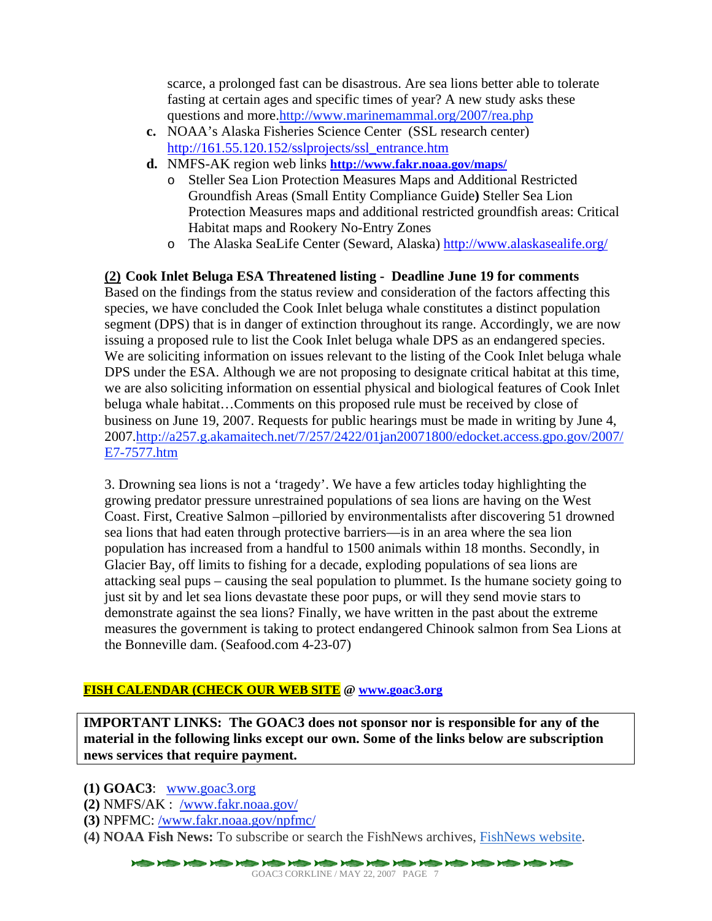scarce, a prolonged fast can be disastrous. Are sea lions better able to tolerate fasting at certain ages and specific times of year? A new study asks these questions and more.http://www.marinemammal.org/2007/rea.php

c. NOAA's Alaska Fisheries Science Center (SSL research center) http://161.55.120.152/sslprojects/ssl_entrance.htm
d. NMFS-AK region web links **http://www.fakr.noaa.gov/maps/**
   - Steller Sea Lion Protection Measures Maps and Additional Restricted Groundfish Areas (Small Entity Compliance Guide**)** Steller Sea Lion Protection Measures maps and additional restricted groundfish areas: Critical Habitat maps and Rookery No-Entry Zones
   - The Alaska SeaLife Center (Seward, Alaska) http://www.alaskasealife.org/

**(2) Cook Inlet Beluga ESA Threatened listing - Deadline June 19 for comments**
Based on the findings from the status review and consideration of the factors affecting this species, we have concluded the Cook Inlet beluga whale constitutes a distinct population segment (DPS) that is in danger of extinction throughout its range. Accordingly, we are now issuing a proposed rule to list the Cook Inlet beluga whale DPS as an endangered species. We are soliciting information on issues relevant to the listing of the Cook Inlet beluga whale DPS under the ESA. Although we are not proposing to designate critical habitat at this time, we are also soliciting information on essential physical and biological features of Cook Inlet beluga whale habitat…Comments on this proposed rule must be received by close of business on June 19, 2007. Requests for public hearings must be made in writing by June 4, 2007.http://a257.g.akamaitech.net/7/257/2422/01jan20071800/edocket.access.gpo.gov/2007/E7-7577.htm

3. Drowning sea lions is not a 'tragedy'. We have a few articles today highlighting the growing predator pressure unrestrained populations of sea lions are having on the West Coast. First, Creative Salmon –pilloried by environmentalists after discovering 51 drowned sea lions that had eaten through protective barriers—is in an area where the sea lion population has increased from a handful to 1500 animals within 18 months. Secondly, in Glacier Bay, off limits to fishing for a decade, exploding populations of sea lions are attacking seal pups – causing the seal population to plummet. Is the humane society going to just sit by and let sea lions devastate these poor pups, or will they send movie stars to demonstrate against the sea lions? Finally, we have written in the past about the extreme measures the government is taking to protect endangered Chinook salmon from Sea Lions at the Bonneville dam. (Seafood.com 4-23-07)

**FISH CALENDAR (CHECK OUR WEB SITE @ www.goac3.org**

**IMPORTANT LINKS: The GOAC3 does not sponsor nor is responsible for any of the material in the following links except our own. Some of the links below are subscription news services that require payment.**

**(1) GOAC3**: www.goac3.org
**(2)** NMFS/AK : /www.fakr.noaa.gov/
**(3)** NPFMC: /www.fakr.noaa.gov/npfmc/
**(4) NOAA Fish News:** To subscribe or search the FishNews archives, FishNews website.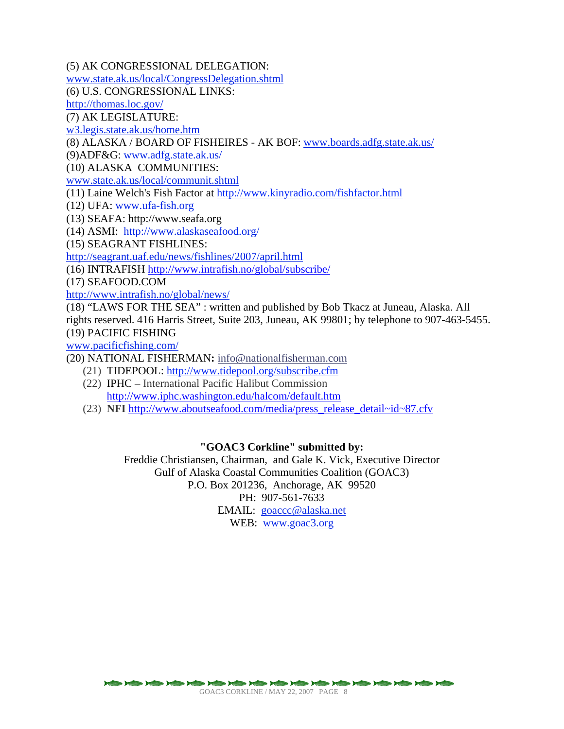(5) AK CONGRESSIONAL DELEGATION:
www.state.ak.us/local/CongressDelegation.shtml

(6) U.S. CONGRESSIONAL LINKS:
http://thomas.loc.gov/

(7) AK LEGISLATURE:
w3.legis.state.ak.us/home.htm

(8) ALASKA / BOARD OF FISHEIRES - AK BOF: www.boards.adfg.state.ak.us/

(9)ADF&G: www.adfg.state.ak.us/

(10) ALASKA COMMUNITIES:
www.state.ak.us/local/communit.shtml

(11) Laine Welch's Fish Factor at http://www.kinyradio.com/fishfactor.html

(12) UFA: www.ufa-fish.org

(13) SEAFA: http://www.seafa.org

(14) ASMI: http://www.alaskaseafood.org/

(15) SEAGRANT FISHLINES:
http://seagrant.uaf.edu/news/fishlines/2007/april.html

(16) INTRAFISH http://www.intrafish.no/global/subscribe/

(17) SEAFOOD.COM
http://www.intrafish.no/global/news/

(18) "LAWS FOR THE SEA" : written and published by Bob Tkacz at Juneau, Alaska. All rights reserved. 416 Harris Street, Suite 203, Juneau, AK 99801; by telephone to 907-463-5455.

(19) PACIFIC FISHING
www.pacificfishing.com/

(20) NATIONAL FISHERMAN**:** info@nationalfisherman.com

(21) TIDEPOOL: http://www.tidepool.org/subscribe.cfm

(22) IPHC – International Pacific Halibut Commission
http://www.iphc.washington.edu/halcom/default.htm

(23) **NFI** http://www.aboutseafood.com/media/press_release_detail~id~87.cfv

**"GOAC3 Corkline" submitted by:**

Freddie Christiansen, Chairman, and Gale K. Vick, Executive Director
Gulf of Alaska Coastal Communities Coalition (GOAC3)
P.O. Box 201236, Anchorage, AK 99520
PH: 907-561-7633
EMAIL: goaccc@alaska.net
WEB: www.goac3.org